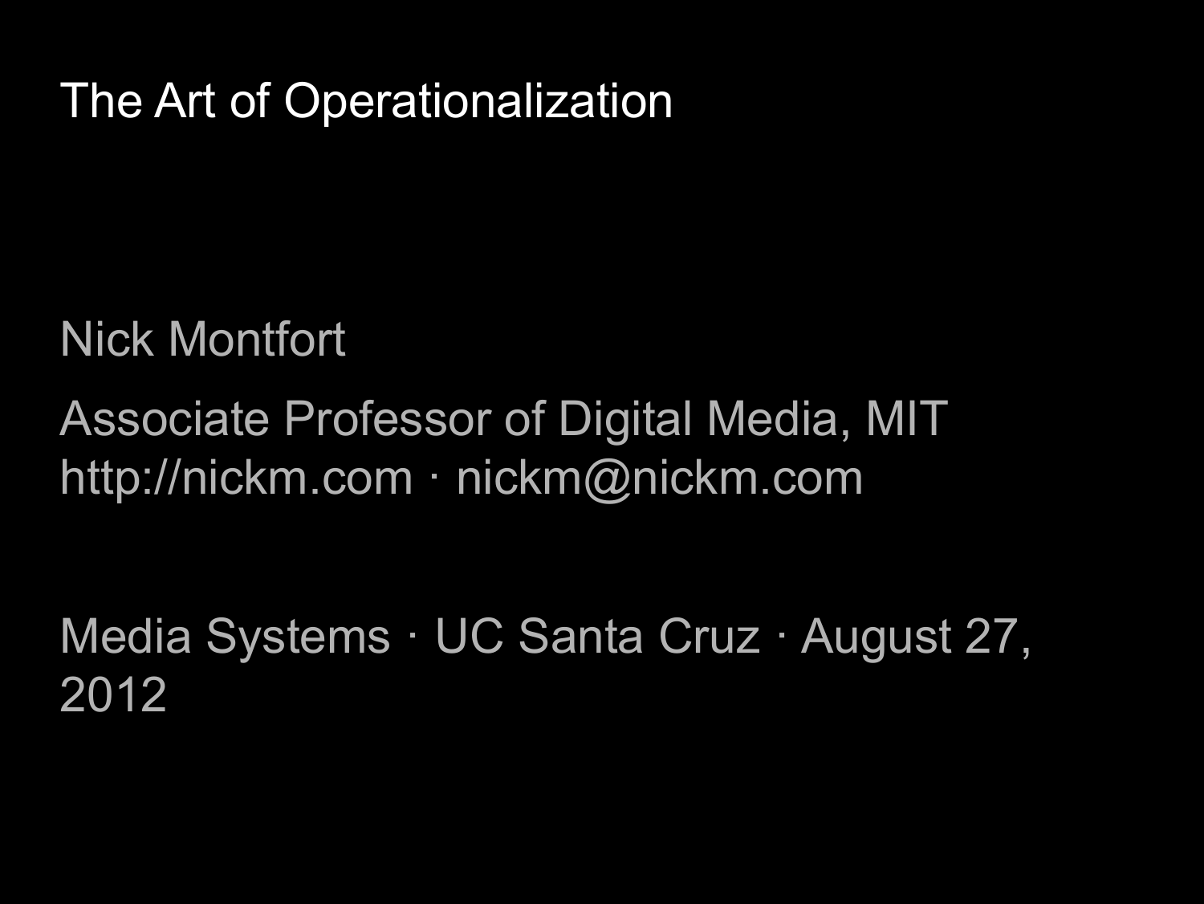# The Art of Operationalization

Nick Montfort

Associate Professor of Digital Media, MIT
http://nickm.com · nickm@nickm.com

Media Systems · UC Santa Cruz · August 27, 2012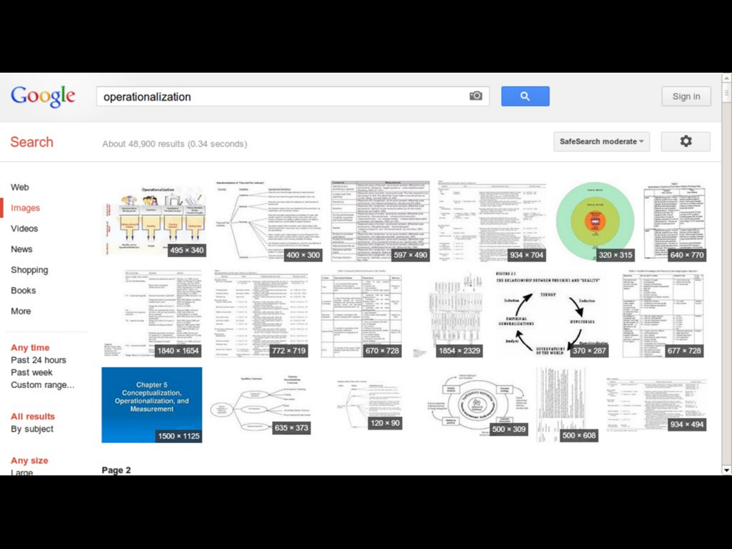Google

operationalization

Sign in

Search

About 48,900 results (0.34 seconds)

SafeSearch moderate

- Web
- Images
- Videos
- News
- Shopping
- Books
- More

**Any time**
Past 24 hours
Past week
Custom range...

**All results**
By subject

**Any size**
Large

495 × 340 | 400 × 300 | 597 × 490 | 934 × 704 | 320 × 315 | 640 × 770

1840 × 1654 | 772 × 719 | 670 × 728 | 1854 × 2329 | 370 × 287 | 677 × 728

Chapter 5 Conceptualization, Operationalization, and Measurement

1500 × 1125 | 635 × 373 | 120 × 90 | 500 × 309 | 500 × 608 | 934 × 494

Page 2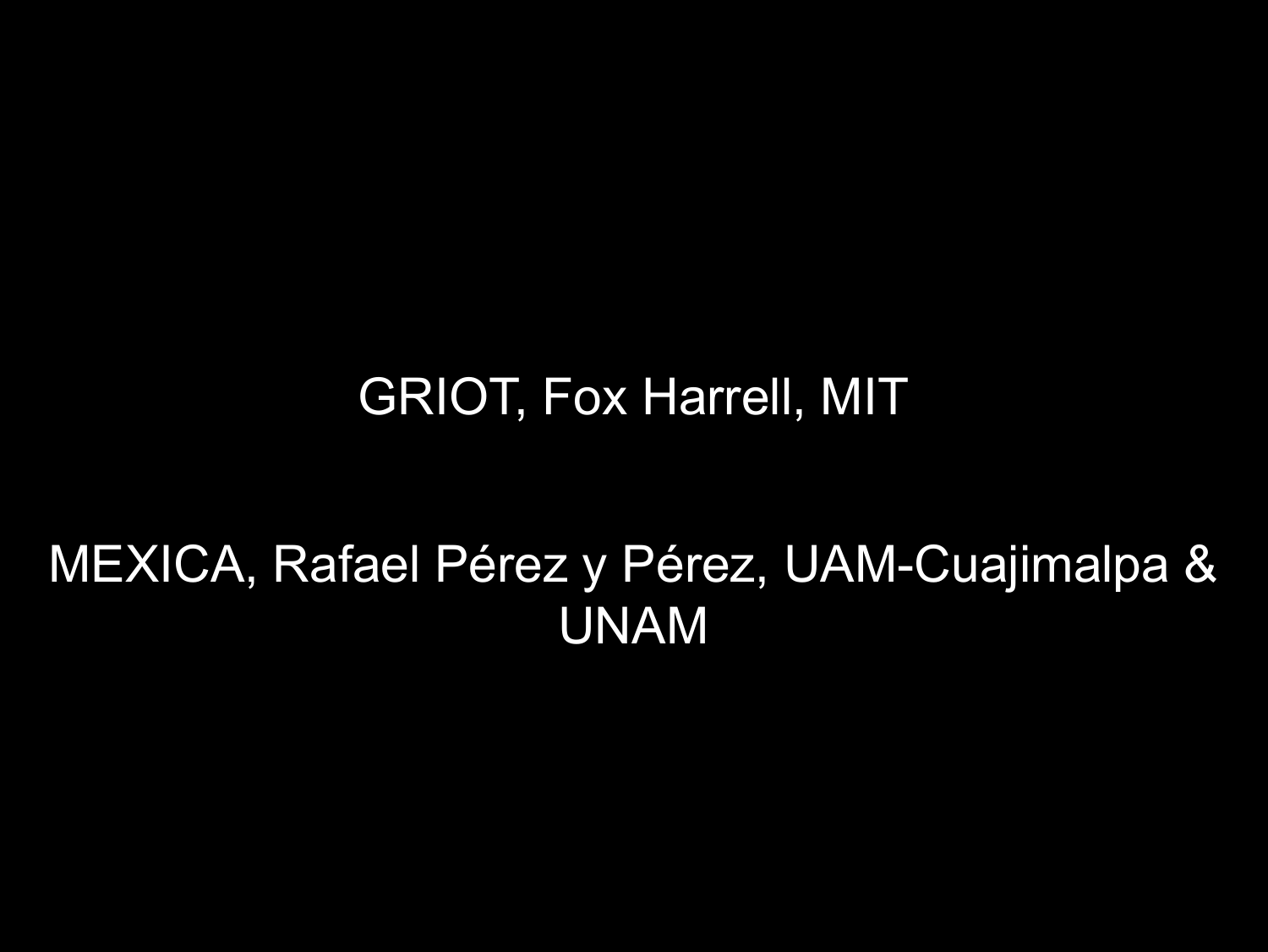GRIOT, Fox Harrell, MIT

MEXICA, Rafael Pérez y Pérez, UAM-Cuajimalpa & UNAM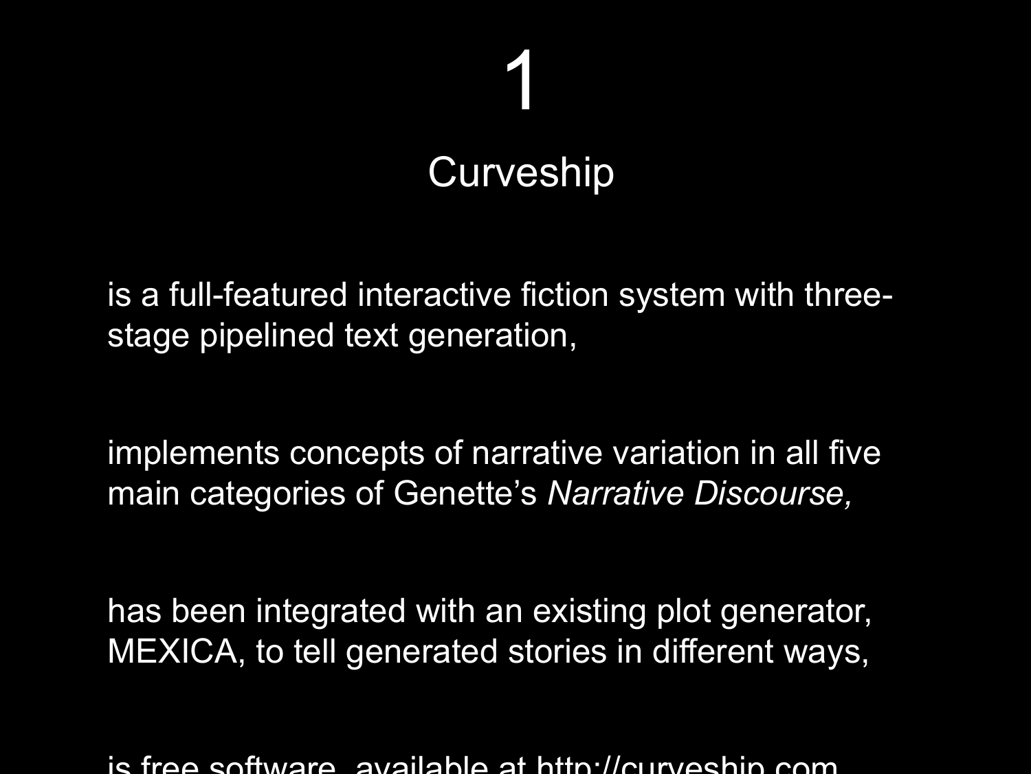# 1

## Curveship

is a full-featured interactive fiction system with three-stage pipelined text generation,

implements concepts of narrative variation in all five main categories of Genette's *Narrative Discourse,*

has been integrated with an existing plot generator, MEXICA, to tell generated stories in different ways,

is free software, available at http://curveship.com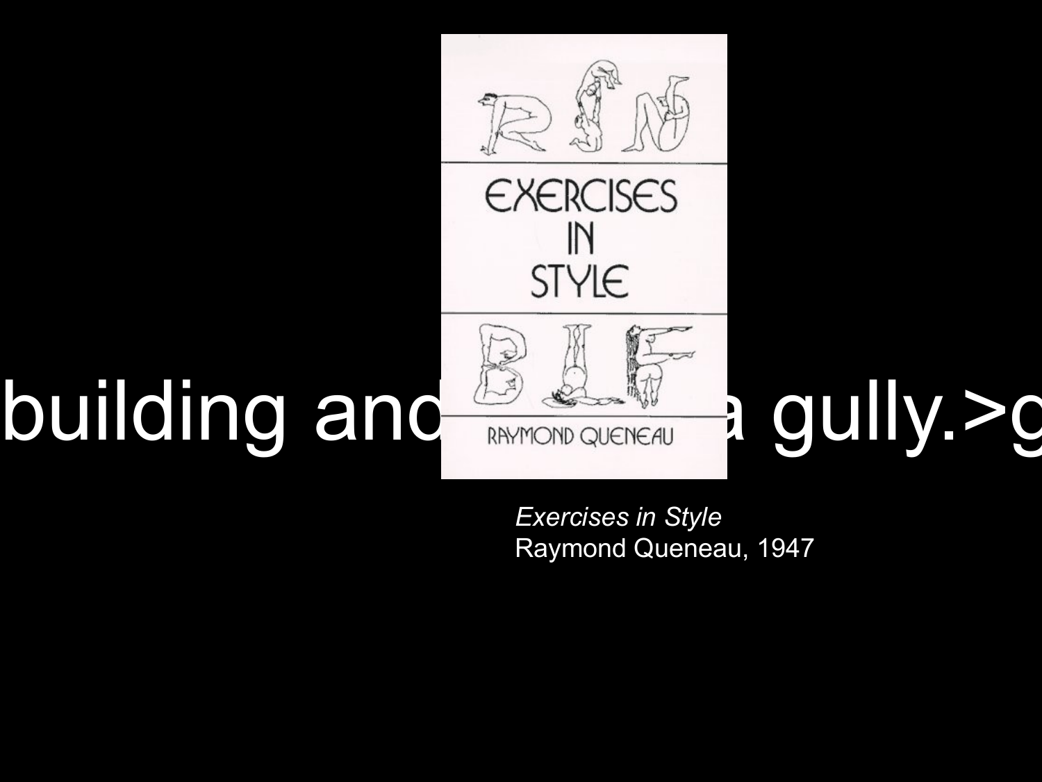building and ... a gully.>g

*Exercises in Style*
Raymond Queneau, 1947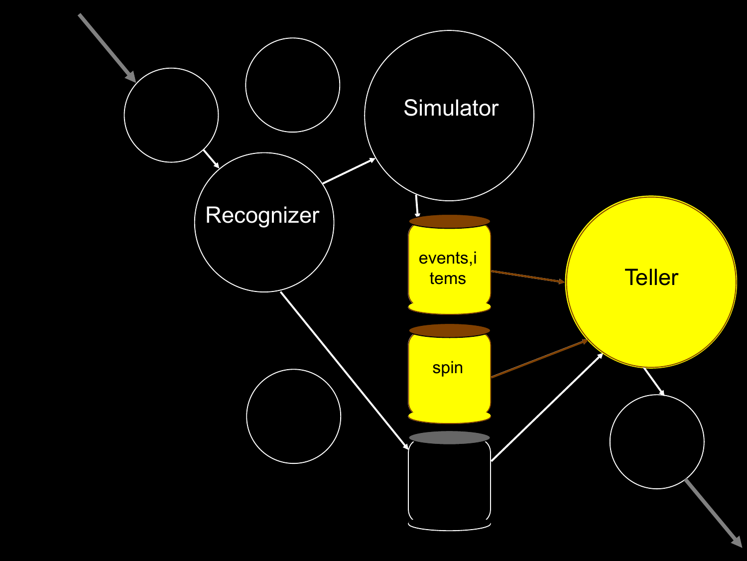Simulator

Recognizer

events,i
tems

spin

Teller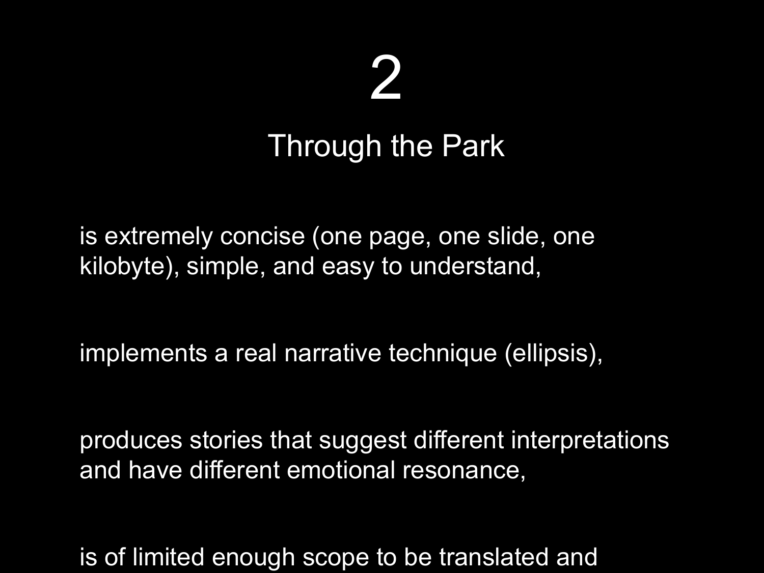# 2

## Through the Park

is extremely concise (one page, one slide, one kilobyte), simple, and easy to understand,

implements a real narrative technique (ellipsis),

produces stories that suggest different interpretations and have different emotional resonance,

is of limited enough scope to be translated and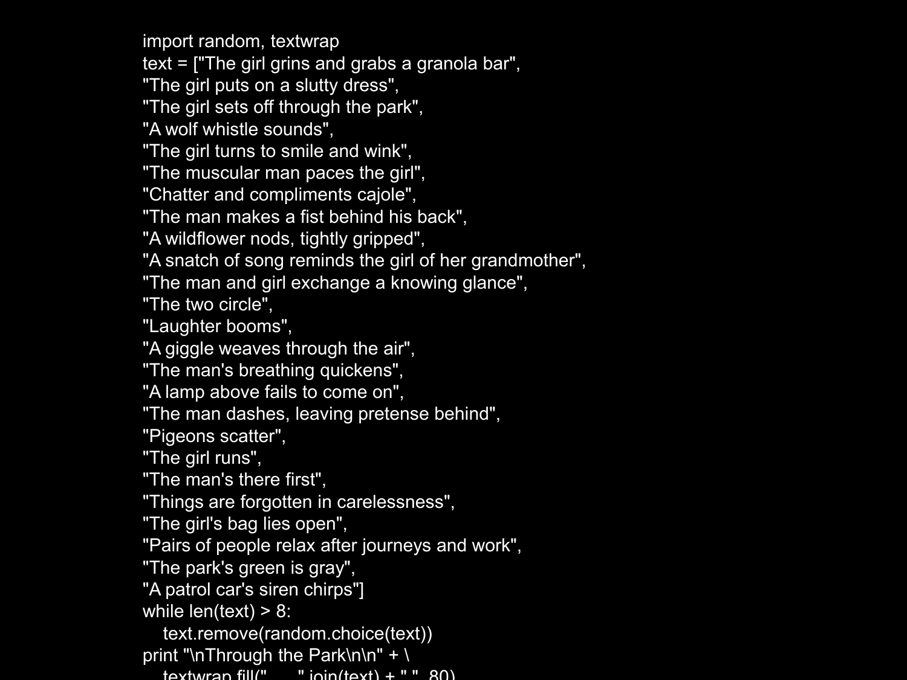```
import random, textwrap
text = ["The girl grins and grabs a granola bar",
"The girl puts on a slutty dress",
"The girl sets off through the park",
"A wolf whistle sounds",
"The girl turns to smile and wink",
"The muscular man paces the girl",
"Chatter and compliments cajole",
"The man makes a fist behind his back",
"A wildflower nods, tightly gripped",
"A snatch of song reminds the girl of her grandmother",
"The man and girl exchange a knowing glance",
"The two circle",
"Laughter booms",
"A giggle weaves through the air",
"The man's breathing quickens",
"A lamp above fails to come on",
"The man dashes, leaving pretense behind",
"Pigeons scatter",
"The girl runs",
"The man's there first",
"Things are forgotten in carelessness",
"The girl's bag lies open",
"Pairs of people relax after journeys and work",
"The park's green is gray",
"A patrol car's siren chirps"]
while len(text) > 8:
    text.remove(random.choice(text))
print "\nThrough the Park\n\n" + \
    textwrap.fill("      ".join(text) + ".", 80)
```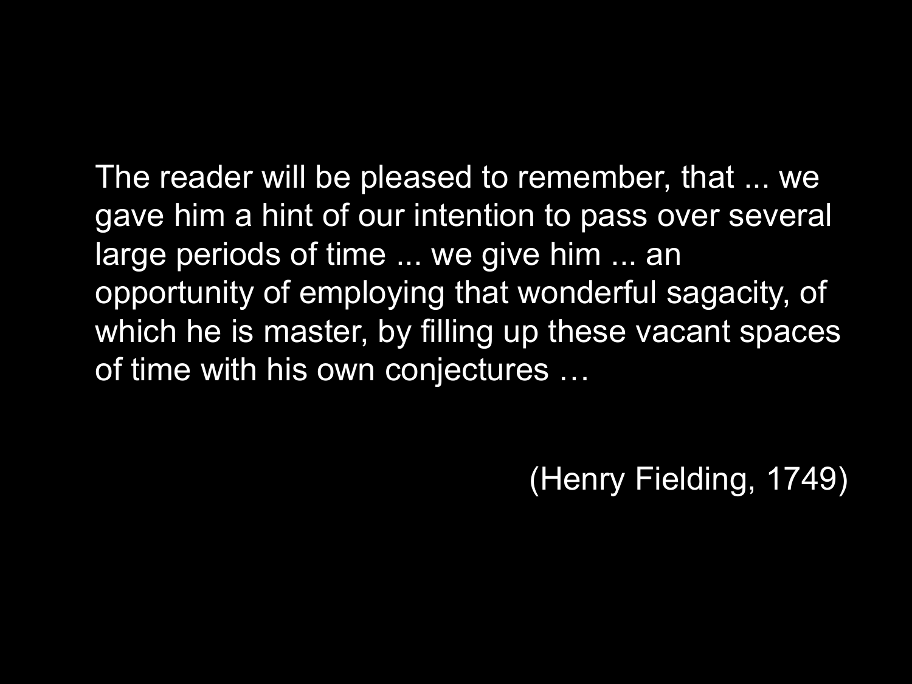> The reader will be pleased to remember, that ... we gave him a hint of our intention to pass over several large periods of time ... we give him ... an opportunity of employing that wonderful sagacity, of which he is master, by filling up these vacant spaces of time with his own conjectures …
>
> (Henry Fielding, 1749)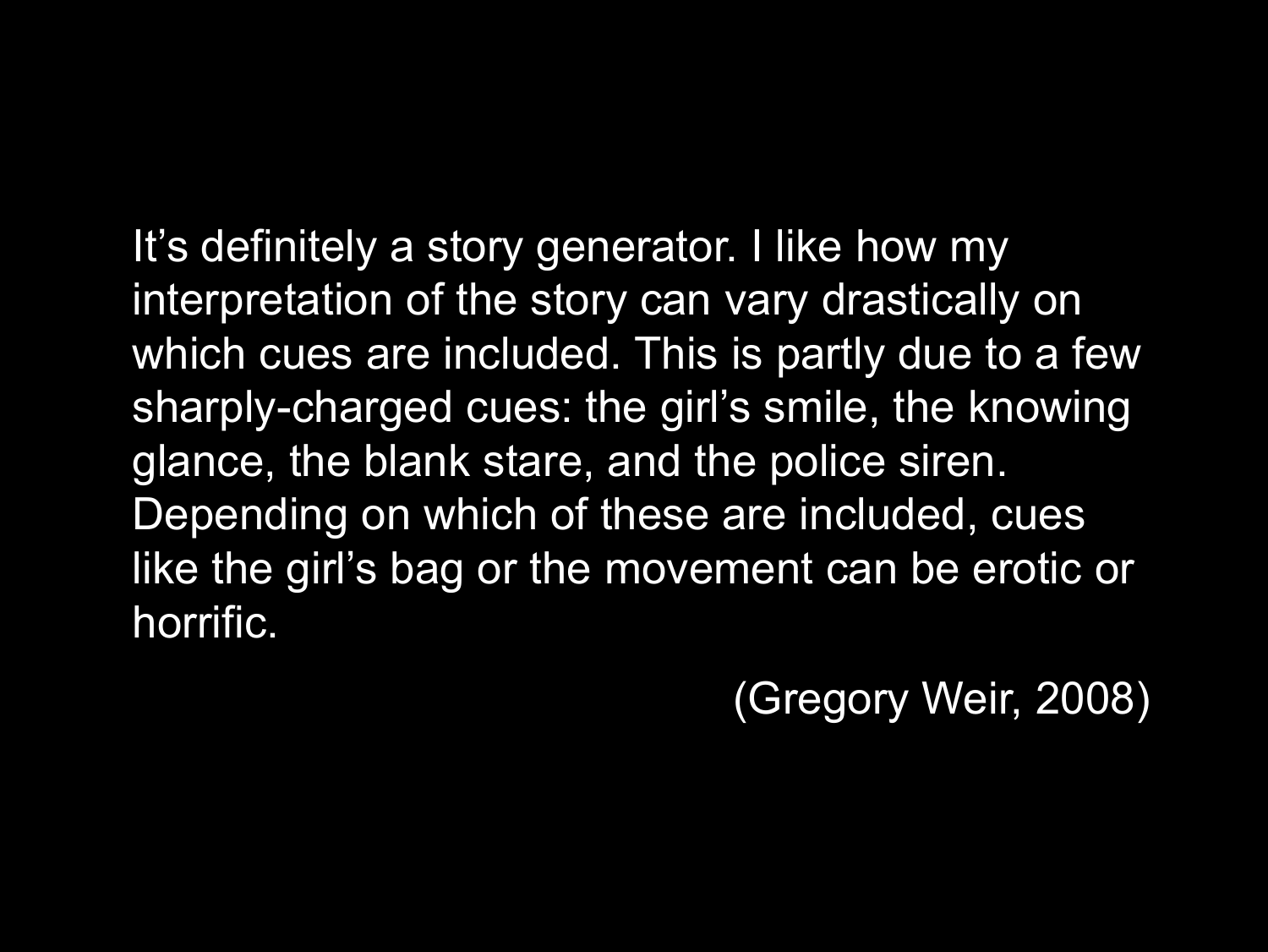It’s definitely a story generator. I like how my interpretation of the story can vary drastically on which cues are included. This is partly due to a few sharply-charged cues: the girl’s smile, the knowing glance, the blank stare, and the police siren. Depending on which of these are included, cues like the girl’s bag or the movement can be erotic or horrific.

(Gregory Weir, 2008)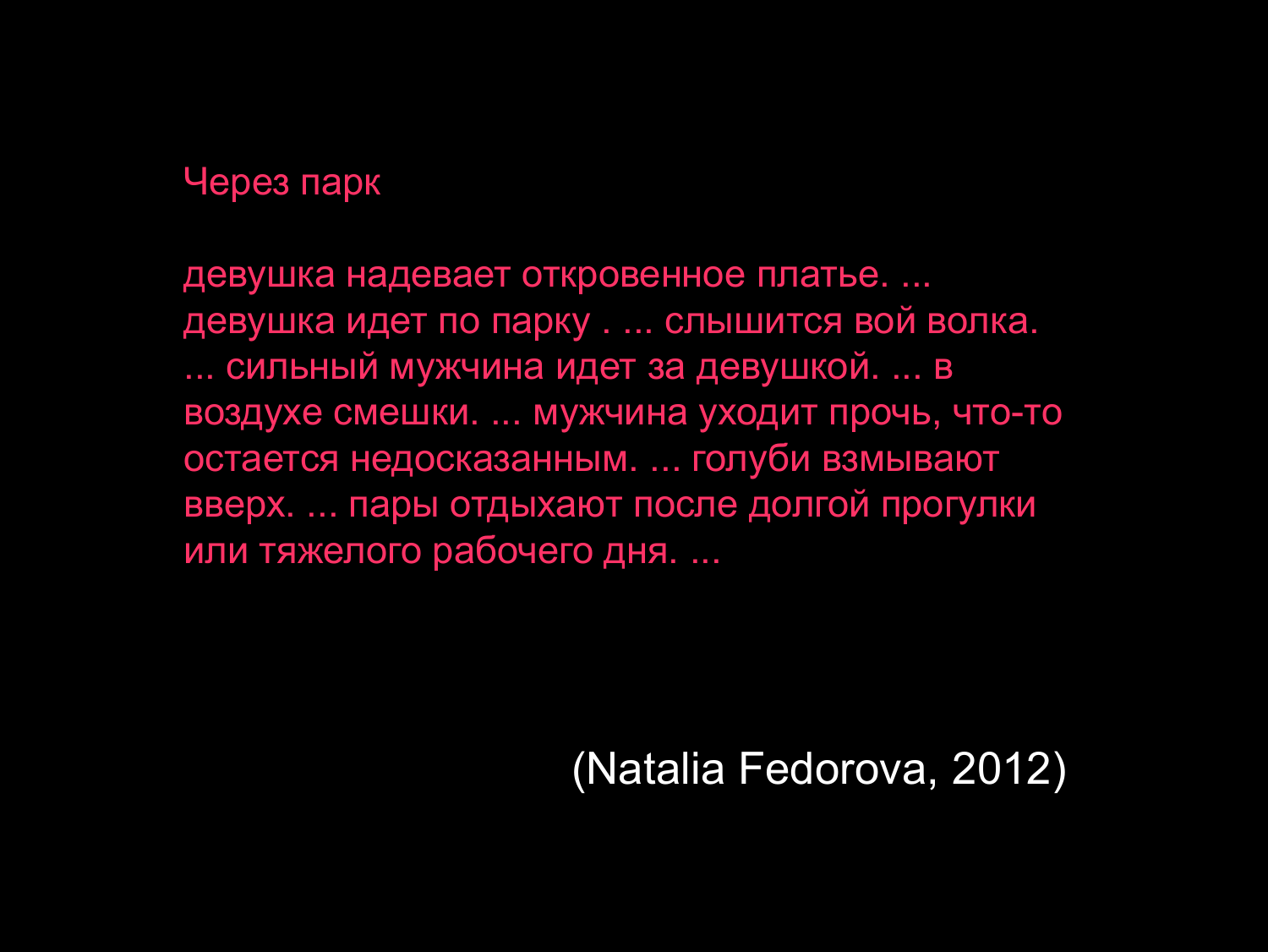Через парк

девушка надевает откровенное платье. ... девушка идет по парку . ... слышится вой волка. ... сильный мужчина идет за девушкой. ... в воздухе смешки. ... мужчина уходит прочь, что-то остается недосказанным. ... голуби взмывают вверх. ... пары отдыхают после долгой прогулки или тяжелого рабочего дня. ...

(Natalia Fedorova, 2012)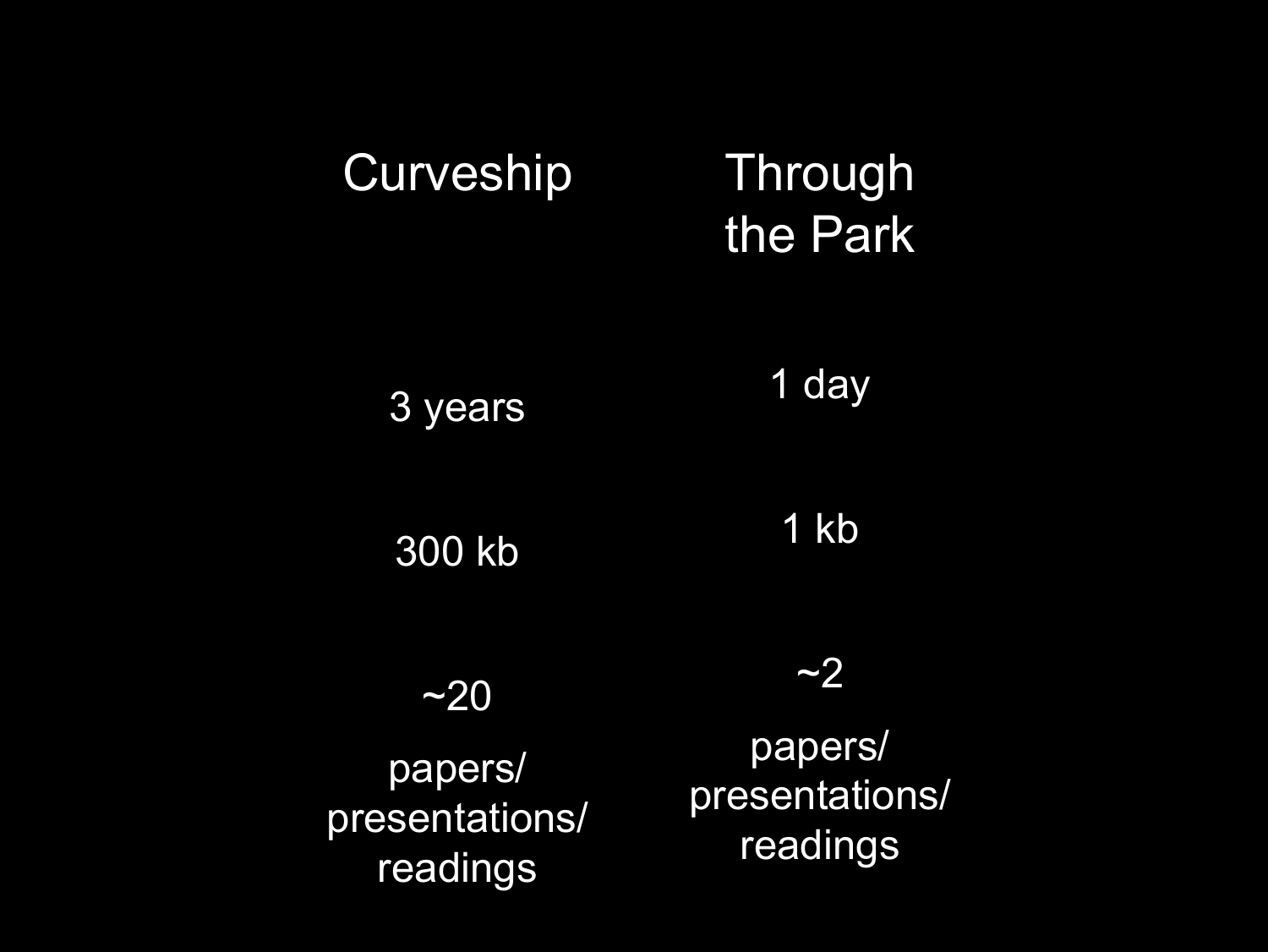| Curveship | Through the Park |
| --- | --- |
| 3 years | 1 day |
| 300 kb | 1 kb |
| ~20 papers/ presentations/ readings | ~2 papers/ presentations/ readings |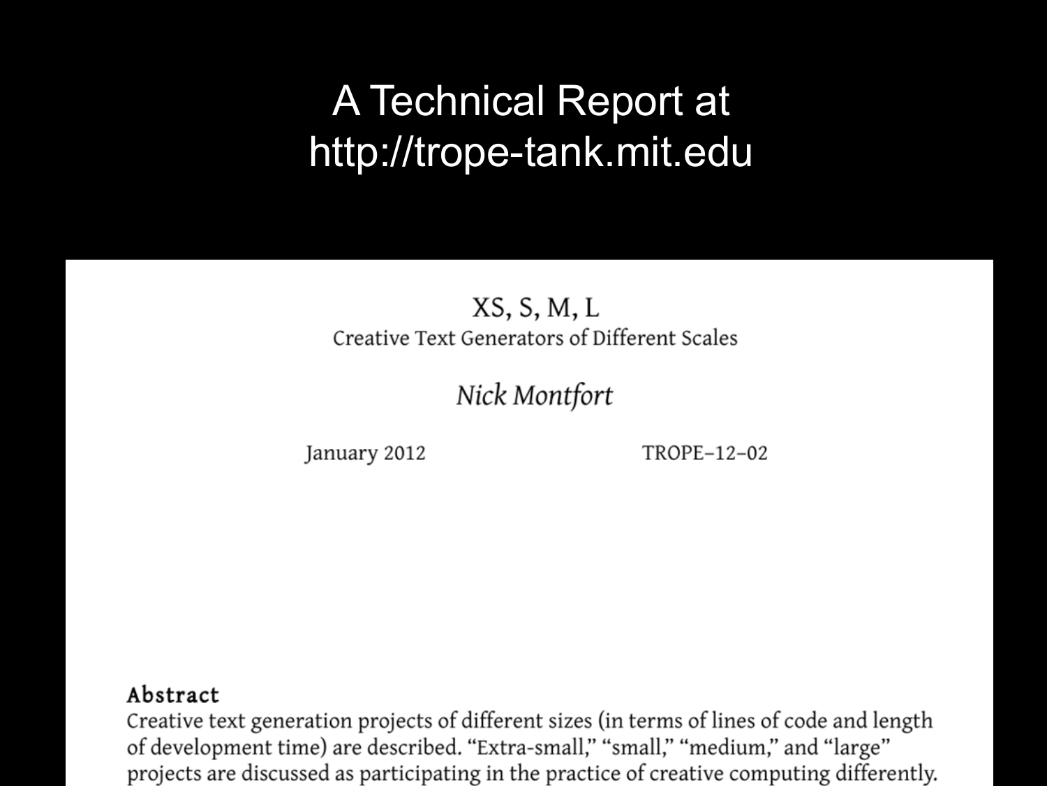# A Technical Report at http://trope-tank.mit.edu

XS, S, M, L

Creative Text Generators of Different Scales

*Nick Montfort*

January 2012 TROPE–12–02

**Abstract**

Creative text generation projects of different sizes (in terms of lines of code and length of development time) are described. "Extra-small," "small," "medium," and "large" projects are discussed as participating in the practice of creative computing differently.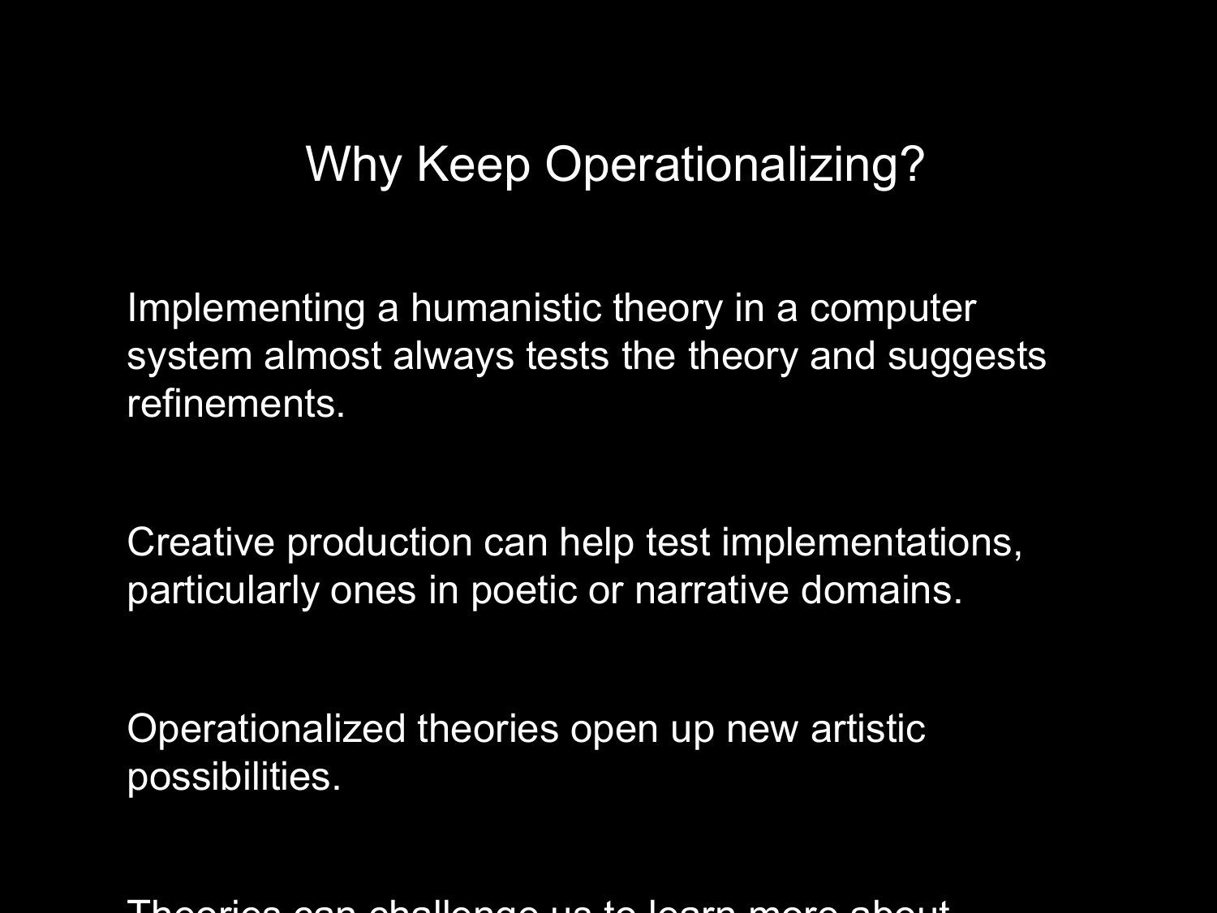# Why Keep Operationalizing?

Implementing a humanistic theory in a computer system almost always tests the theory and suggests refinements.

Creative production can help test implementations, particularly ones in poetic or narrative domains.

Operationalized theories open up new artistic possibilities.

Theories can challenge us to learn more about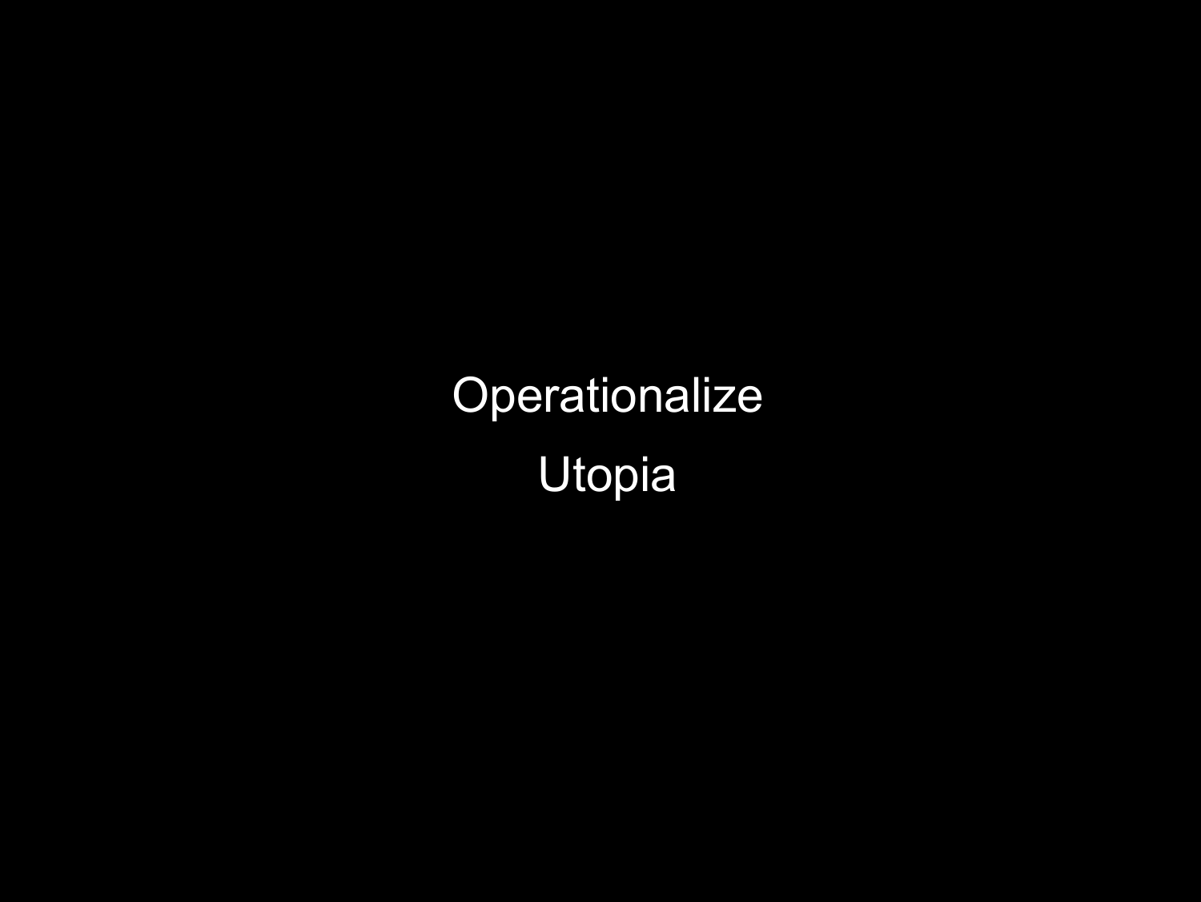Operationalize

Utopia